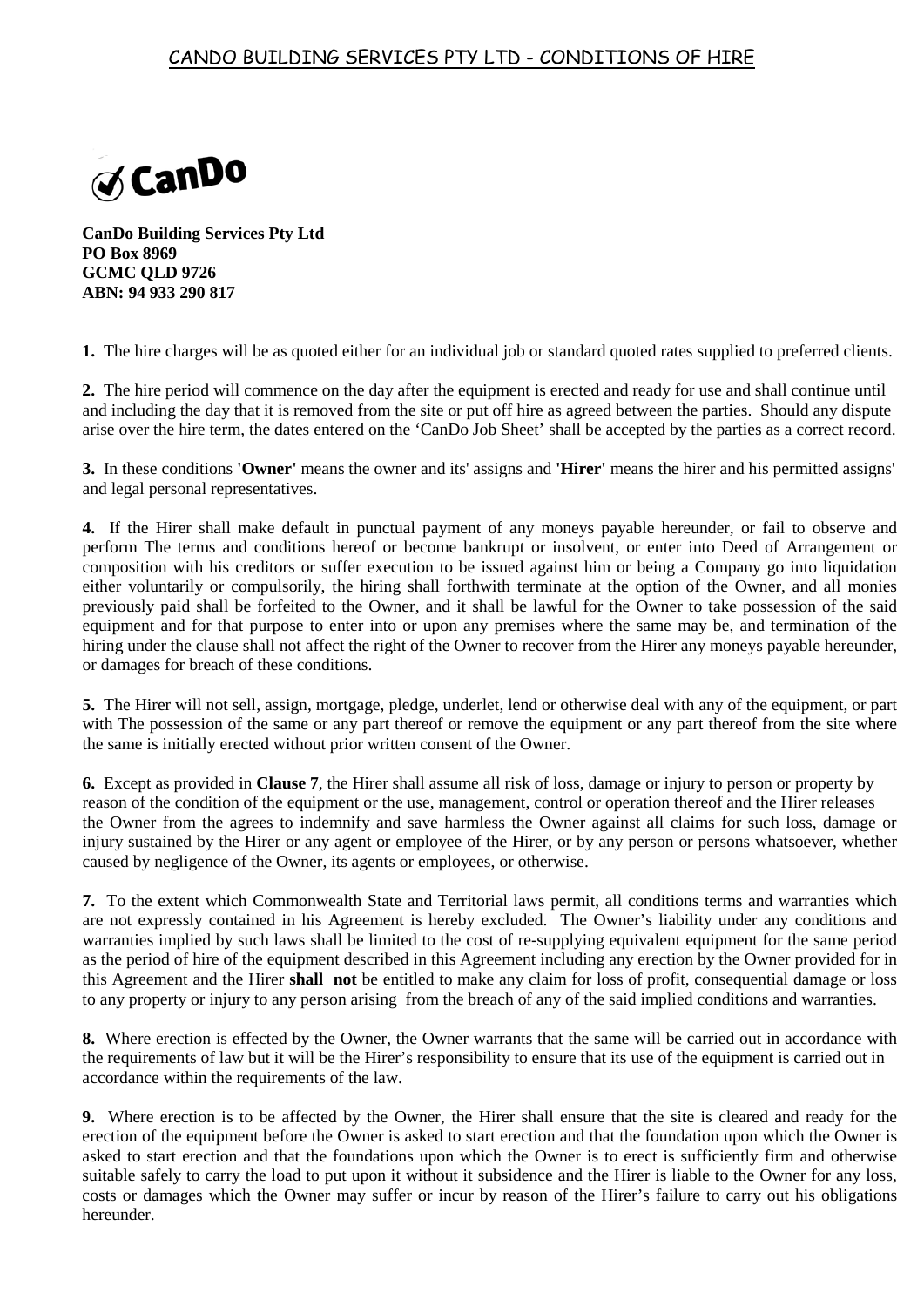## CANDO BUILDING SERVICES PTY LTD - CONDITIONS OF HIRE

**CanDo Building Services Pty Ltd**
**PO Box 8969**
**GCMC QLD 9726**
**ABN: 94 933 290 817**

**1.** The hire charges will be as quoted either for an individual job or standard quoted rates supplied to preferred clients.

**2.** The hire period will commence on the day after the equipment is erected and ready for use and shall continue until and including the day that it is removed from the site or put off hire as agreed between the parties. Should any dispute arise over the hire term, the dates entered on the 'CanDo Job Sheet' shall be accepted by the parties as a correct record.

**3.** In these conditions **'Owner'** means the owner and its' assigns and **'Hirer'** means the hirer and his permitted assigns' and legal personal representatives.

**4.** If the Hirer shall make default in punctual payment of any moneys payable hereunder, or fail to observe and perform The terms and conditions hereof or become bankrupt or insolvent, or enter into Deed of Arrangement or composition with his creditors or suffer execution to be issued against him or being a Company go into liquidation either voluntarily or compulsorily, the hiring shall forthwith terminate at the option of the Owner, and all monies previously paid shall be forfeited to the Owner, and it shall be lawful for the Owner to take possession of the said equipment and for that purpose to enter into or upon any premises where the same may be, and termination of the hiring under the clause shall not affect the right of the Owner to recover from the Hirer any moneys payable hereunder, or damages for breach of these conditions.

**5.** The Hirer will not sell, assign, mortgage, pledge, underlet, lend or otherwise deal with any of the equipment, or part with The possession of the same or any part thereof or remove the equipment or any part thereof from the site where the same is initially erected without prior written consent of the Owner.

**6.** Except as provided in **Clause 7**, the Hirer shall assume all risk of loss, damage or injury to person or property by reason of the condition of the equipment or the use, management, control or operation thereof and the Hirer releases the Owner from the agrees to indemnify and save harmless the Owner against all claims for such loss, damage or injury sustained by the Hirer or any agent or employee of the Hirer, or by any person or persons whatsoever, whether caused by negligence of the Owner, its agents or employees, or otherwise.

**7.** To the extent which Commonwealth State and Territorial laws permit, all conditions terms and warranties which are not expressly contained in his Agreement is hereby excluded. The Owner's liability under any conditions and warranties implied by such laws shall be limited to the cost of re-supplying equivalent equipment for the same period as the period of hire of the equipment described in this Agreement including any erection by the Owner provided for in this Agreement and the Hirer **shall not** be entitled to make any claim for loss of profit, consequential damage or loss to any property or injury to any person arising from the breach of any of the said implied conditions and warranties.

**8.** Where erection is effected by the Owner, the Owner warrants that the same will be carried out in accordance with the requirements of law but it will be the Hirer's responsibility to ensure that its use of the equipment is carried out in accordance within the requirements of the law.

**9.** Where erection is to be affected by the Owner, the Hirer shall ensure that the site is cleared and ready for the erection of the equipment before the Owner is asked to start erection and that the foundation upon which the Owner is asked to start erection and that the foundations upon which the Owner is to erect is sufficiently firm and otherwise suitable safely to carry the load to put upon it without it subsidence and the Hirer is liable to the Owner for any loss, costs or damages which the Owner may suffer or incur by reason of the Hirer's failure to carry out his obligations hereunder.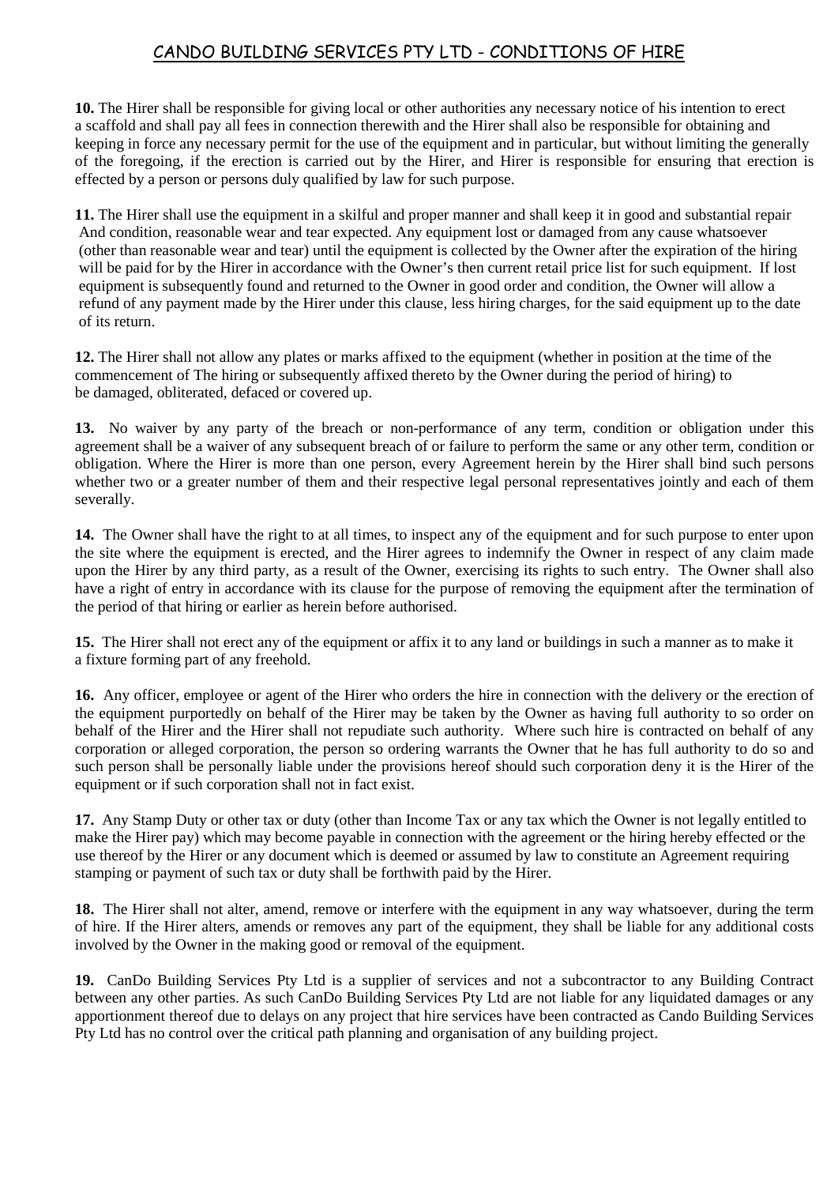# CANDO BUILDING SERVICES PTY LTD - CONDITIONS OF HIRE

**10.** The Hirer shall be responsible for giving local or other authorities any necessary notice of his intention to erect a scaffold and shall pay all fees in connection therewith and the Hirer shall also be responsible for obtaining and keeping in force any necessary permit for the use of the equipment and in particular, but without limiting the generally of the foregoing, if the erection is carried out by the Hirer, and Hirer is responsible for ensuring that erection is effected by a person or persons duly qualified by law for such purpose.

**11.** The Hirer shall use the equipment in a skilful and proper manner and shall keep it in good and substantial repair And condition, reasonable wear and tear expected. Any equipment lost or damaged from any cause whatsoever (other than reasonable wear and tear) until the equipment is collected by the Owner after the expiration of the hiring will be paid for by the Hirer in accordance with the Owner's then current retail price list for such equipment. If lost equipment is subsequently found and returned to the Owner in good order and condition, the Owner will allow a refund of any payment made by the Hirer under this clause, less hiring charges, for the said equipment up to the date of its return.

**12.** The Hirer shall not allow any plates or marks affixed to the equipment (whether in position at the time of the commencement of The hiring or subsequently affixed thereto by the Owner during the period of hiring) to be damaged, obliterated, defaced or covered up.

**13.** No waiver by any party of the breach or non-performance of any term, condition or obligation under this agreement shall be a waiver of any subsequent breach of or failure to perform the same or any other term, condition or obligation. Where the Hirer is more than one person, every Agreement herein by the Hirer shall bind such persons whether two or a greater number of them and their respective legal personal representatives jointly and each of them severally.

**14.** The Owner shall have the right to at all times, to inspect any of the equipment and for such purpose to enter upon the site where the equipment is erected, and the Hirer agrees to indemnify the Owner in respect of any claim made upon the Hirer by any third party, as a result of the Owner, exercising its rights to such entry. The Owner shall also have a right of entry in accordance with its clause for the purpose of removing the equipment after the termination of the period of that hiring or earlier as herein before authorised.

**15.** The Hirer shall not erect any of the equipment or affix it to any land or buildings in such a manner as to make it a fixture forming part of any freehold.

**16.** Any officer, employee or agent of the Hirer who orders the hire in connection with the delivery or the erection of the equipment purportedly on behalf of the Hirer may be taken by the Owner as having full authority to so order on behalf of the Hirer and the Hirer shall not repudiate such authority. Where such hire is contracted on behalf of any corporation or alleged corporation, the person so ordering warrants the Owner that he has full authority to do so and such person shall be personally liable under the provisions hereof should such corporation deny it is the Hirer of the equipment or if such corporation shall not in fact exist.

**17.** Any Stamp Duty or other tax or duty (other than Income Tax or any tax which the Owner is not legally entitled to make the Hirer pay) which may become payable in connection with the agreement or the hiring hereby effected or the use thereof by the Hirer or any document which is deemed or assumed by law to constitute an Agreement requiring stamping or payment of such tax or duty shall be forthwith paid by the Hirer.

**18.** The Hirer shall not alter, amend, remove or interfere with the equipment in any way whatsoever, during the term of hire. If the Hirer alters, amends or removes any part of the equipment, they shall be liable for any additional costs involved by the Owner in the making good or removal of the equipment.

**19.** CanDo Building Services Pty Ltd is a supplier of services and not a subcontractor to any Building Contract between any other parties. As such CanDo Building Services Pty Ltd are not liable for any liquidated damages or any apportionment thereof due to delays on any project that hire services have been contracted as Cando Building Services Pty Ltd has no control over the critical path planning and organisation of any building project.